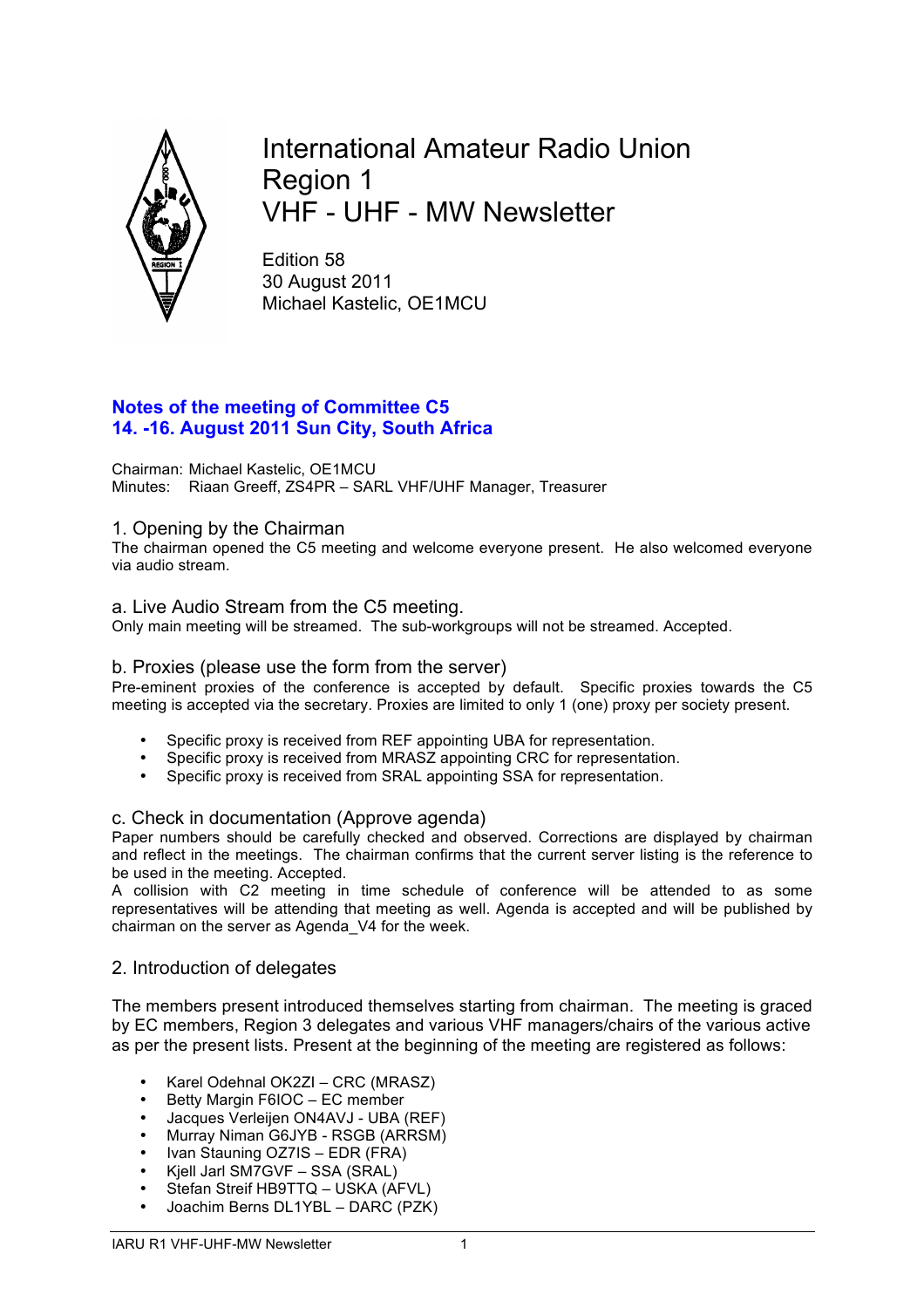# International Amateur Radio Union Region 1 VHF - UHF - MW Newsletter

Edition 58
30 August 2011
Michael Kastelic, OE1MCU

## Notes of the meeting of Committee C5
## 14. -16. August 2011 Sun City, South Africa

Chairman: Michael Kastelic, OE1MCU
Minutes: Riaan Greeff, ZS4PR – SARL VHF/UHF Manager, Treasurer

### 1. Opening by the Chairman

The chairman opened the C5 meeting and welcome everyone present. He also welcomed everyone via audio stream.

### a. Live Audio Stream from the C5 meeting.

Only main meeting will be streamed. The sub-workgroups will not be streamed. Accepted.

### b. Proxies (please use the form from the server)

Pre-eminent proxies of the conference is accepted by default. Specific proxies towards the C5 meeting is accepted via the secretary. Proxies are limited to only 1 (one) proxy per society present.

- Specific proxy is received from REF appointing UBA for representation.
- Specific proxy is received from MRASZ appointing CRC for representation.
- Specific proxy is received from SRAL appointing SSA for representation.

### c. Check in documentation (Approve agenda)

Paper numbers should be carefully checked and observed. Corrections are displayed by chairman and reflect in the meetings. The chairman confirms that the current server listing is the reference to be used in the meeting. Accepted.

A collision with C2 meeting in time schedule of conference will be attended to as some representatives will be attending that meeting as well. Agenda is accepted and will be published by chairman on the server as Agenda_V4 for the week.

### 2. Introduction of delegates

The members present introduced themselves starting from chairman. The meeting is graced by EC members, Region 3 delegates and various VHF managers/chairs of the various active as per the present lists. Present at the beginning of the meeting are registered as follows:

- Karel Odehnal OK2ZI – CRC (MRASZ)
- Betty Margin F6IOC – EC member
- Jacques Verleijen ON4AVJ - UBA (REF)
- Murray Niman G6JYB - RSGB (ARRSM)
- Ivan Stauning OZ7IS – EDR (FRA)
- Kjell Jarl SM7GVF – SSA (SRAL)
- Stefan Streif HB9TTQ – USKA (AFVL)
- Joachim Berns DL1YBL – DARC (PZK)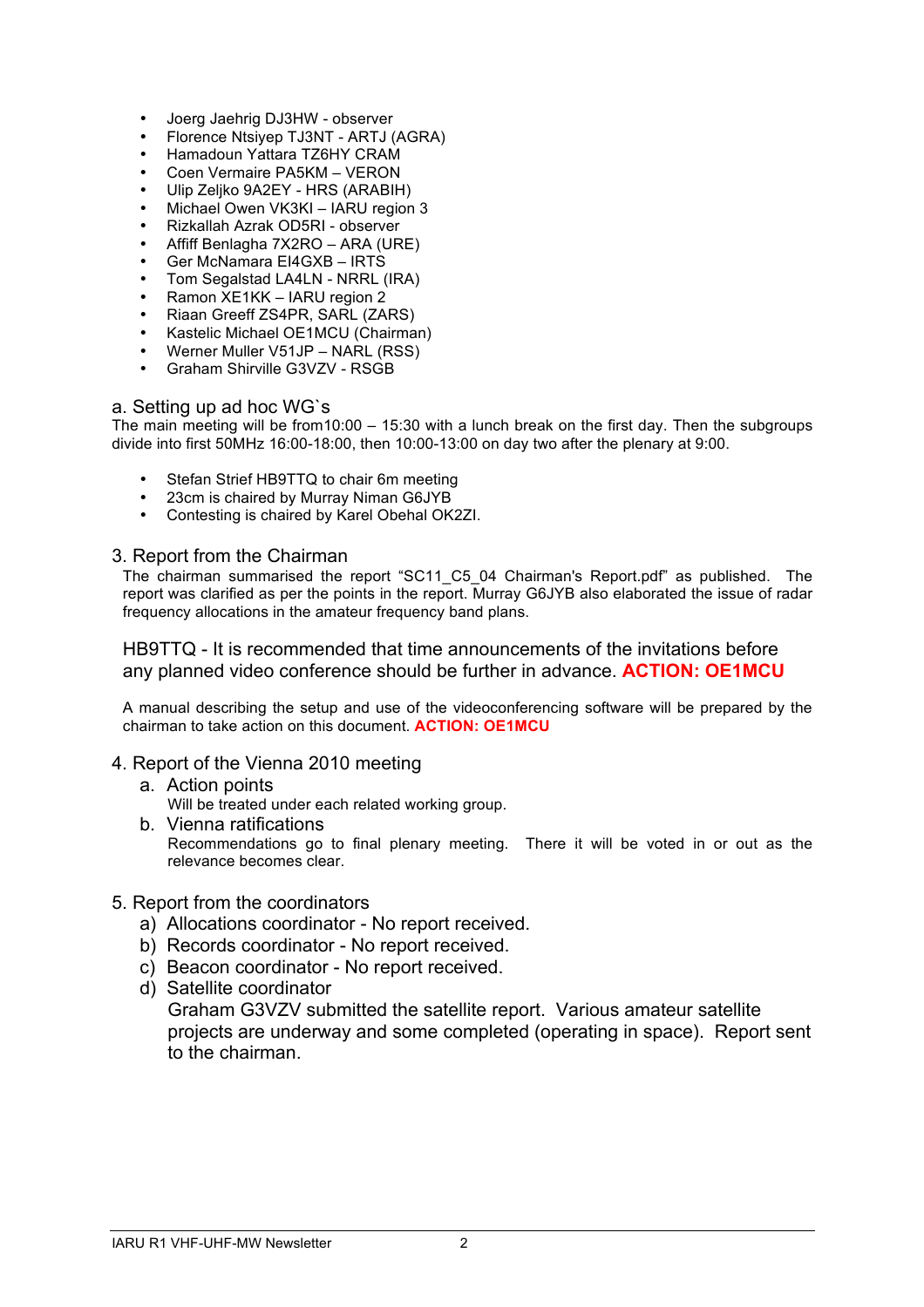- Joerg Jaehrig DJ3HW - observer
- Florence Ntsiyep TJ3NT - ARTJ (AGRA)
- Hamadoun Yattara TZ6HY CRAM
- Coen Vermaire PA5KM – VERON
- Ulip Zeljko 9A2EY - HRS (ARABIH)
- Michael Owen VK3KI – IARU region 3
- Rizkallah Azrak OD5RI - observer
- Affiff Benlagha 7X2RO – ARA (URE)
- Ger McNamara EI4GXB – IRTS
- Tom Segalstad LA4LN - NRRL (IRA)
- Ramon XE1KK – IARU region 2
- Riaan Greeff ZS4PR, SARL (ZARS)
- Kastelic Michael OE1MCU (Chairman)
- Werner Muller V51JP – NARL (RSS)
- Graham Shirville G3VZV - RSGB

### a. Setting up ad hoc WG`s

The main meeting will be from10:00 – 15:30 with a lunch break on the first day. Then the subgroups divide into first 50MHz 16:00-18:00, then 10:00-13:00 on day two after the plenary at 9:00.

- Stefan Strief HB9TTQ to chair 6m meeting
- 23cm is chaired by Murray Niman G6JYB
- Contesting is chaired by Karel Obehal OK2ZI.

## 3. Report from the Chairman

The chairman summarised the report "SC11_C5_04 Chairman's Report.pdf" as published. The report was clarified as per the points in the report. Murray G6JYB also elaborated the issue of radar frequency allocations in the amateur frequency band plans.

HB9TTQ - It is recommended that time announcements of the invitations before any planned video conference should be further in advance. **ACTION: OE1MCU**

A manual describing the setup and use of the videoconferencing software will be prepared by the chairman to take action on this document. **ACTION: OE1MCU**

## 4. Report of the Vienna 2010 meeting

a. Action points
   Will be treated under each related working group.
b. Vienna ratifications
   Recommendations go to final plenary meeting. There it will be voted in or out as the relevance becomes clear.

## 5. Report from the coordinators

a) Allocations coordinator - No report received.
b) Records coordinator - No report received.
c) Beacon coordinator - No report received.
d) Satellite coordinator
   Graham G3VZV submitted the satellite report. Various amateur satellite projects are underway and some completed (operating in space). Report sent to the chairman.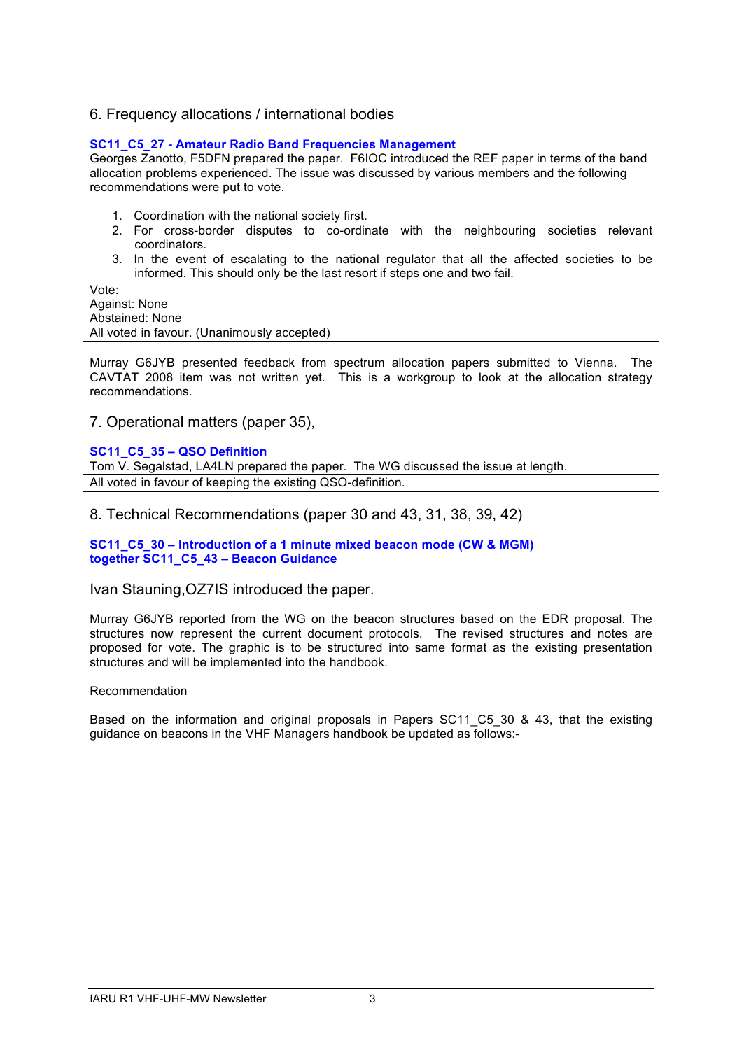## 6. Frequency allocations / international bodies

**SC11_C5_27 - Amateur Radio Band Frequencies Management**

Georges Zanotto, F5DFN prepared the paper. F6IOC introduced the REF paper in terms of the band allocation problems experienced. The issue was discussed by various members and the following recommendations were put to vote.

1. Coordination with the national society first.
2. For cross-border disputes to co-ordinate with the neighbouring societies relevant coordinators.
3. In the event of escalating to the national regulator that all the affected societies to be informed. This should only be the last resort if steps one and two fail.

| Vote:<br>Against: None<br>Abstained: None<br>All voted in favour. (Unanimously accepted) |
|---|

Murray G6JYB presented feedback from spectrum allocation papers submitted to Vienna. The CAVTAT 2008 item was not written yet. This is a workgroup to look at the allocation strategy recommendations.

## 7. Operational matters (paper 35),

**SC11_C5_35 – QSO Definition**

Tom V. Segalstad, LA4LN prepared the paper. The WG discussed the issue at length.

| All voted in favour of keeping the existing QSO-definition. |
|---|

## 8. Technical Recommendations (paper 30 and 43, 31, 38, 39, 42)

**SC11_C5_30 – Introduction of a 1 minute mixed beacon mode (CW & MGM) together SC11_C5_43 – Beacon Guidance**

Ivan Stauning,OZ7IS introduced the paper.

Murray G6JYB reported from the WG on the beacon structures based on the EDR proposal. The structures now represent the current document protocols. The revised structures and notes are proposed for vote. The graphic is to be structured into same format as the existing presentation structures and will be implemented into the handbook.

Recommendation

Based on the information and original proposals in Papers SC11_C5_30 & 43, that the existing guidance on beacons in the VHF Managers handbook be updated as follows:-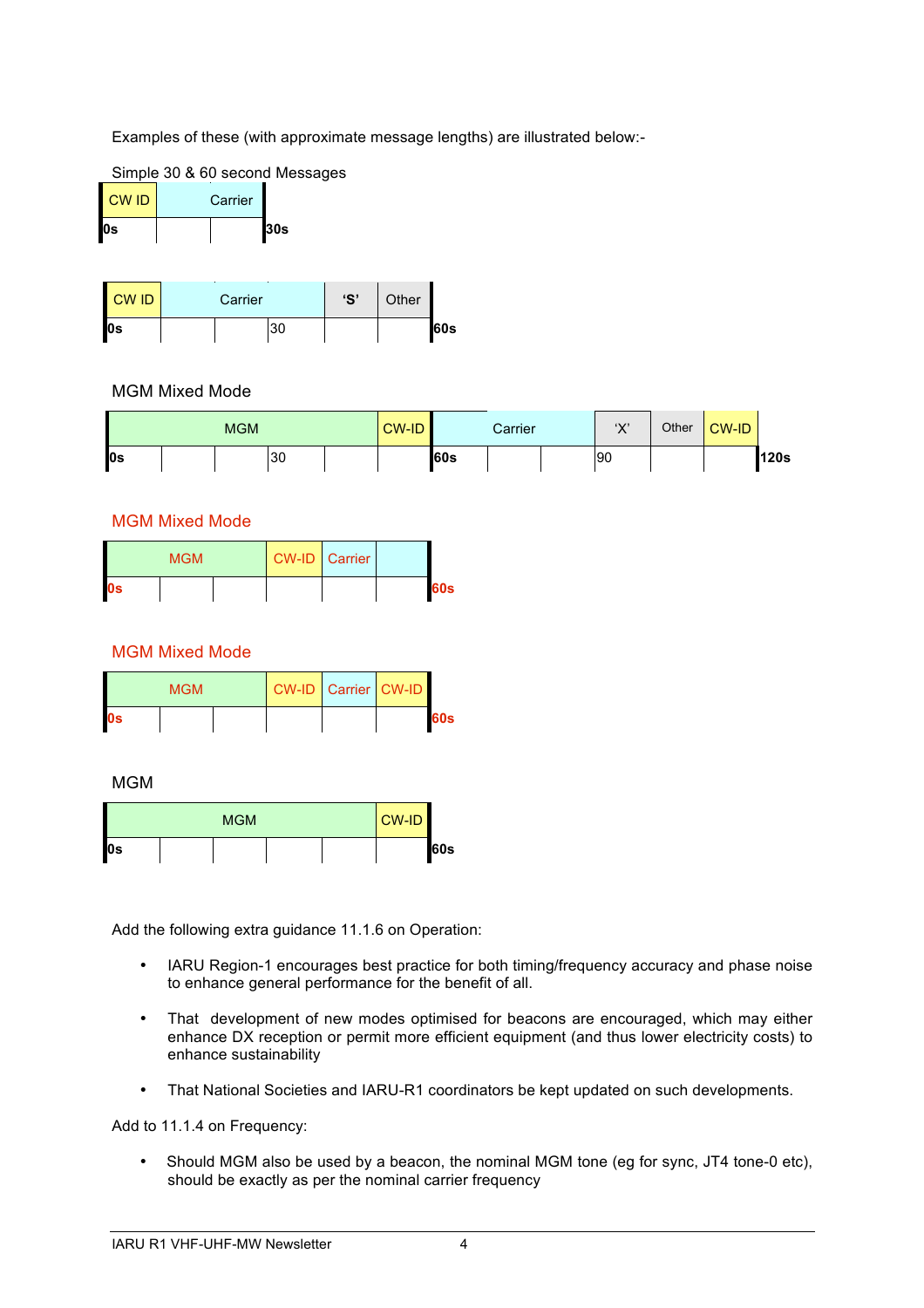Examples of these (with approximate message lengths) are illustrated below:-

Simple 30 & 60 second Messages

| CW ID | Carrier | |
|---|---|---|
| 0s | | 30s |

| CW ID | Carrier | | 'S' | Other | |
|---|---|---|---|---|---|
| 0s | | 30 | | | 60s |

MGM Mixed Mode

| MGM | | | | | CW-ID | Carrier | | | 'X' | Other | CW-ID | |
|---|---|---|---|---|---|---|---|---|---|---|---|---|
| 0s | | | 30 | | | 60s | | | 90 | | | 120s |

MGM Mixed Mode

| MGM | | | CW-ID | Carrier | | |
|---|---|---|---|---|---|---|
| 0s | | | | | | 60s |

MGM Mixed Mode

| MGM | | | CW-ID | Carrier | CW-ID | |
|---|---|---|---|---|---|---|
| 0s | | | | | | 60s |

MGM

| MGM | | | | | CW-ID | |
|---|---|---|---|---|---|---|
| 0s | | | | | | 60s |

Add the following extra guidance 11.1.6 on Operation:

- IARU Region-1 encourages best practice for both timing/frequency accuracy and phase noise to enhance general performance for the benefit of all.
- That development of new modes optimised for beacons are encouraged, which may either enhance DX reception or permit more efficient equipment (and thus lower electricity costs) to enhance sustainability
- That National Societies and IARU-R1 coordinators be kept updated on such developments.

Add to 11.1.4 on Frequency:

- Should MGM also be used by a beacon, the nominal MGM tone (eg for sync, JT4 tone-0 etc), should be exactly as per the nominal carrier frequency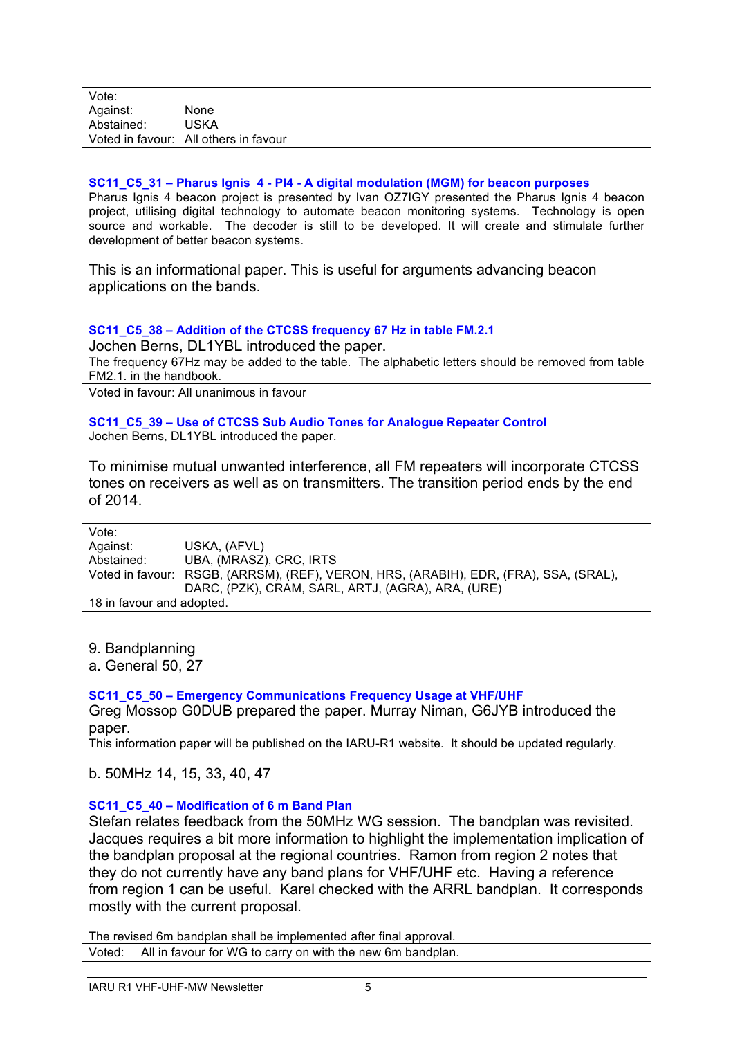| Vote: | |
|---|---|
| Against: | None |
| Abstained: | USKA |
| Voted in favour: | All others in favour |

### SC11_C5_31 – Pharus Ignis 4 - PI4 - A digital modulation (MGM) for beacon purposes

Pharus Ignis 4 beacon project is presented by Ivan OZ7IGY presented the Pharus Ignis 4 beacon project, utilising digital technology to automate beacon monitoring systems. Technology is open source and workable. The decoder is still to be developed. It will create and stimulate further development of better beacon systems.

This is an informational paper. This is useful for arguments advancing beacon applications on the bands.

### SC11_C5_38 – Addition of the CTCSS frequency 67 Hz in table FM.2.1

Jochen Berns, DL1YBL introduced the paper.

The frequency 67Hz may be added to the table. The alphabetic letters should be removed from table FM2.1. in the handbook.

| Voted in favour: All unanimous in favour |
|---|

### SC11_C5_39 – Use of CTCSS Sub Audio Tones for Analogue Repeater Control

Jochen Berns, DL1YBL introduced the paper.

To minimise mutual unwanted interference, all FM repeaters will incorporate CTCSS tones on receivers as well as on transmitters. The transition period ends by the end of 2014.

| Vote: | |
|---|---|
| Against: | USKA, (AFVL) |
| Abstained: | UBA, (MRASZ), CRC, IRTS |
| Voted in favour: | RSGB, (ARRSM), (REF), VERON, HRS, (ARABIH), EDR, (FRA), SSA, (SRAL), DARC, (PZK), CRAM, SARL, ARTJ, (AGRA), ARA, (URE) |
| 18 in favour and adopted. | |

## 9. Bandplanning

### a. General 50, 27

### SC11_C5_50 – Emergency Communications Frequency Usage at VHF/UHF

Greg Mossop G0DUB prepared the paper. Murray Niman, G6JYB introduced the paper.

This information paper will be published on the IARU-R1 website. It should be updated regularly.

### b. 50MHz 14, 15, 33, 40, 47

### SC11_C5_40 – Modification of 6 m Band Plan

Stefan relates feedback from the 50MHz WG session. The bandplan was revisited. Jacques requires a bit more information to highlight the implementation implication of the bandplan proposal at the regional countries. Ramon from region 2 notes that they do not currently have any band plans for VHF/UHF etc. Having a reference from region 1 can be useful. Karel checked with the ARRL bandplan. It corresponds mostly with the current proposal.

The revised 6m bandplan shall be implemented after final approval.

| Voted: All in favour for WG to carry on with the new 6m bandplan. |
|---|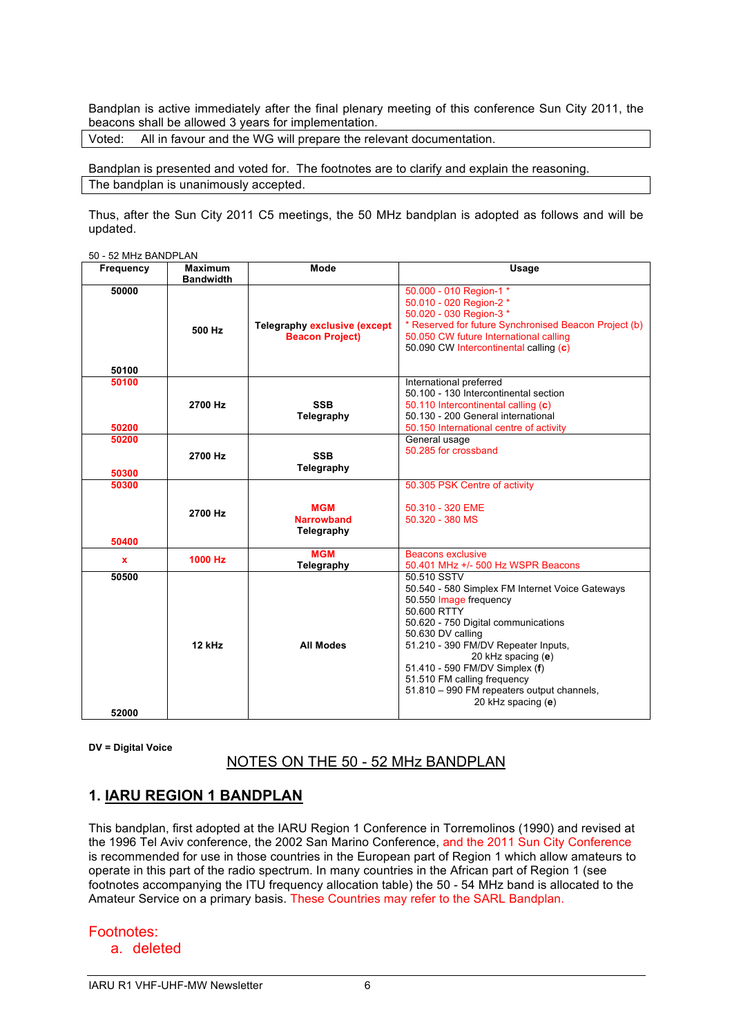Bandplan is active immediately after the final plenary meeting of this conference Sun City 2011, the beacons shall be allowed 3 years for implementation.

| Voted: All in favour and the WG will prepare the relevant documentation. |
|---|

Bandplan is presented and voted for. The footnotes are to clarify and explain the reasoning.

| The bandplan is unanimously accepted. |
|---|

Thus, after the Sun City 2011 C5 meetings, the 50 MHz bandplan is adopted as follows and will be updated.

50 - 52 MHz BANDPLAN

| Frequency | Maximum Bandwidth | Mode | Usage |
|---|---|---|---|
| 50000 - 50100 | 500 Hz | Telegraphy exclusive (except Beacon Project) | 50.000 - 010 Region-1 *<br>50.010 - 020 Region-2 *<br>50.020 - 030 Region-3 *<br>* Reserved for future Synchronised Beacon Project (b)<br>50.050 CW future International calling<br>50.090 CW Intercontinental calling (c) |
| 50100 - 50200 | 2700 Hz | SSB Telegraphy | International preferred<br>50.100 - 130 Intercontinental section<br>50.110 Intercontinental calling (c)<br>50.130 - 200 General international<br>50.150 International centre of activity |
| 50200 - 50300 | 2700 Hz | SSB Telegraphy | General usage<br>50.285 for crossband |
| 50300 - 50400 | 2700 Hz | MGM Narrowband Telegraphy | 50.305 PSK Centre of activity<br>50.310 - 320 EME<br>50.320 - 380 MS |
| x | 1000 Hz | MGM Telegraphy | Beacons exclusive<br>50.401 MHz +/- 500 Hz WSPR Beacons |
| 50500 - 52000 | 12 kHz | All Modes | 50.510 SSTV<br>50.540 - 580 Simplex FM Internet Voice Gateways<br>50.550 Image frequency<br>50.600 RTTY<br>50.620 - 750 Digital communications<br>50.630 DV calling<br>51.210 - 390 FM/DV Repeater Inputs, 20 kHz spacing (e)<br>51.410 - 590 FM/DV Simplex (f)<br>51.510 FM calling frequency<br>51.810 – 990 FM repeaters output channels, 20 kHz spacing (e) |

**DV = Digital Voice**

## NOTES ON THE 50 - 52 MHz BANDPLAN

### 1. IARU REGION 1 BANDPLAN

This bandplan, first adopted at the IARU Region 1 Conference in Torremolinos (1990) and revised at the 1996 Tel Aviv conference, the 2002 San Marino Conference, and the 2011 Sun City Conference is recommended for use in those countries in the European part of Region 1 which allow amateurs to operate in this part of the radio spectrum. In many countries in the African part of Region 1 (see footnotes accompanying the ITU frequency allocation table) the 50 - 54 MHz band is allocated to the Amateur Service on a primary basis. These Countries may refer to the SARL Bandplan.

Footnotes:

a. deleted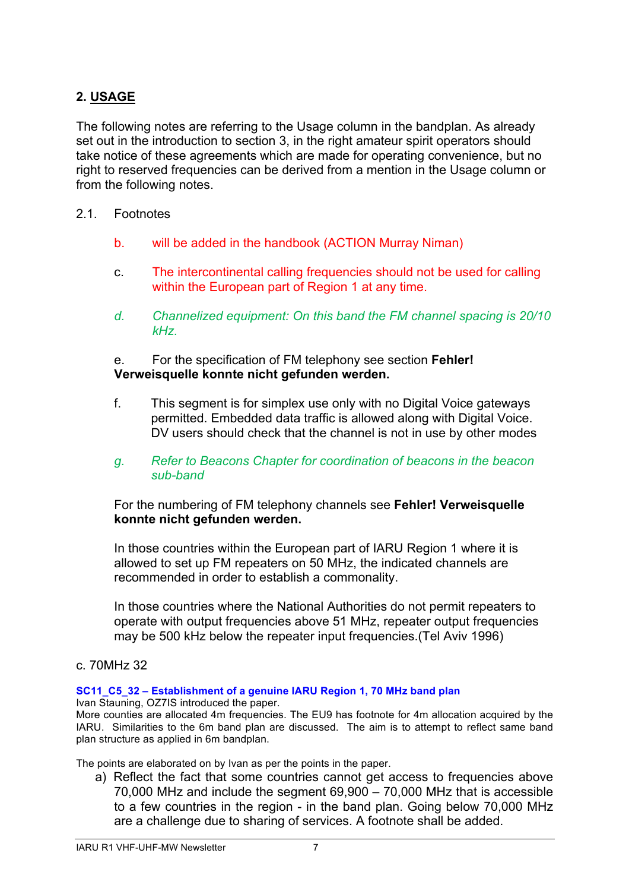## 2. USAGE

The following notes are referring to the Usage column in the bandplan. As already set out in the introduction to section 3, in the right amateur spirit operators should take notice of these agreements which are made for operating convenience, but no right to reserved frequencies can be derived from a mention in the Usage column or from the following notes.

2.1. Footnotes

b. will be added in the handbook (ACTION Murray Niman)

c. The intercontinental calling frequencies should not be used for calling within the European part of Region 1 at any time.

*d. Channelized equipment: On this band the FM channel spacing is 20/10 kHz.*

e. For the specification of FM telephony see section **Fehler! Verweisquelle konnte nicht gefunden werden.**

f. This segment is for simplex use only with no Digital Voice gateways permitted. Embedded data traffic is allowed along with Digital Voice. DV users should check that the channel is not in use by other modes

*g. Refer to Beacons Chapter for coordination of beacons in the beacon sub-band*

For the numbering of FM telephony channels see **Fehler! Verweisquelle konnte nicht gefunden werden.**

In those countries within the European part of IARU Region 1 where it is allowed to set up FM repeaters on 50 MHz, the indicated channels are recommended in order to establish a commonality.

In those countries where the National Authorities do not permit repeaters to operate with output frequencies above 51 MHz, repeater output frequencies may be 500 kHz below the repeater input frequencies.(Tel Aviv 1996)

c. 70MHz 32

**SC11_C5_32 – Establishment of a genuine IARU Region 1, 70 MHz band plan**

Ivan Stauning, OZ7IS introduced the paper.
More counties are allocated 4m frequencies. The EU9 has footnote for 4m allocation acquired by the IARU. Similarities to the 6m band plan are discussed. The aim is to attempt to reflect same band plan structure as applied in 6m bandplan.

The points are elaborated on by Ivan as per the points in the paper.

a) Reflect the fact that some countries cannot get access to frequencies above 70,000 MHz and include the segment 69,900 – 70,000 MHz that is accessible to a few countries in the region - in the band plan. Going below 70,000 MHz are a challenge due to sharing of services. A footnote shall be added.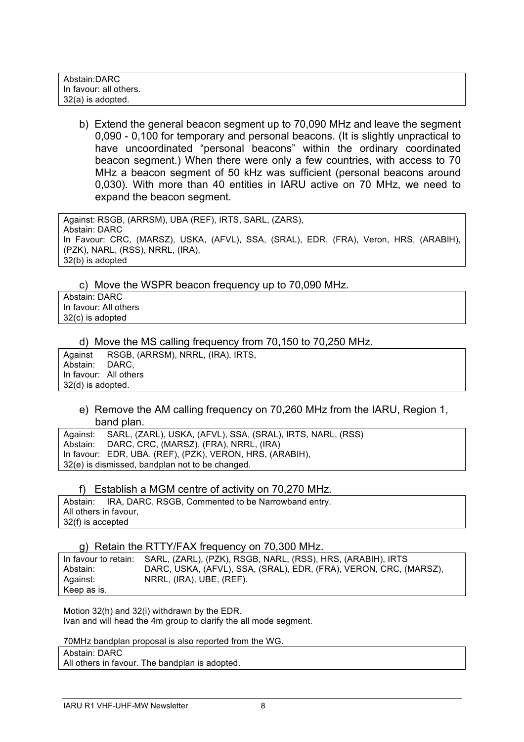Abstain:DARC
In favour: all others.
32(a) is adopted.

b) Extend the general beacon segment up to 70,090 MHz and leave the segment 0,090 - 0,100 for temporary and personal beacons. (It is slightly unpractical to have uncoordinated "personal beacons" within the ordinary coordinated beacon segment.) When there were only a few countries, with access to 70 MHz a beacon segment of 50 kHz was sufficient (personal beacons around 0,030). With more than 40 entities in IARU active on 70 MHz, we need to expand the beacon segment.

Against: RSGB, (ARRSM), UBA (REF), IRTS, SARL, (ZARS),
Abstain: DARC
In Favour: CRC, (MARSZ), USKA, (AFVL), SSA, (SRAL), EDR, (FRA), Veron, HRS, (ARABIH), (PZK), NARL, (RSS), NRRL, (IRA),
32(b) is adopted

c) Move the WSPR beacon frequency up to 70,090 MHz.

Abstain: DARC
In favour: All others
32(c) is adopted

d) Move the MS calling frequency from 70,150 to 70,250 MHz.

Against RSGB, (ARRSM), NRRL, (IRA), IRTS,
Abstain: DARC,
In favour: All others
32(d) is adopted.

e) Remove the AM calling frequency on 70,260 MHz from the IARU, Region 1, band plan.

Against: SARL, (ZARL), USKA, (AFVL), SSA, (SRAL), IRTS, NARL, (RSS)
Abstain: DARC, CRC, (MARSZ), (FRA), NRRL, (IRA)
In favour: EDR, UBA. (REF), (PZK), VERON, HRS, (ARABIH),
32(e) is dismissed, bandplan not to be changed.

f) Establish a MGM centre of activity on 70,270 MHz.

Abstain: IRA, DARC, RSGB, Commented to be Narrowband entry.
All others in favour,
32(f) is accepted

g) Retain the RTTY/FAX frequency on 70,300 MHz.

In favour to retain: SARL, (ZARL), (PZK), RSGB, NARL, (RSS), HRS, (ARABIH), IRTS
Abstain: DARC, USKA, (AFVL), SSA, (SRAL), EDR, (FRA), VERON, CRC, (MARSZ),
Against: NRRL, (IRA), UBE, (REF).
Keep as is.

Motion 32(h) and 32(i) withdrawn by the EDR.
Ivan and will head the 4m group to clarify the all mode segment.

70MHz bandplan proposal is also reported from the WG.

Abstain: DARC
All others in favour. The bandplan is adopted.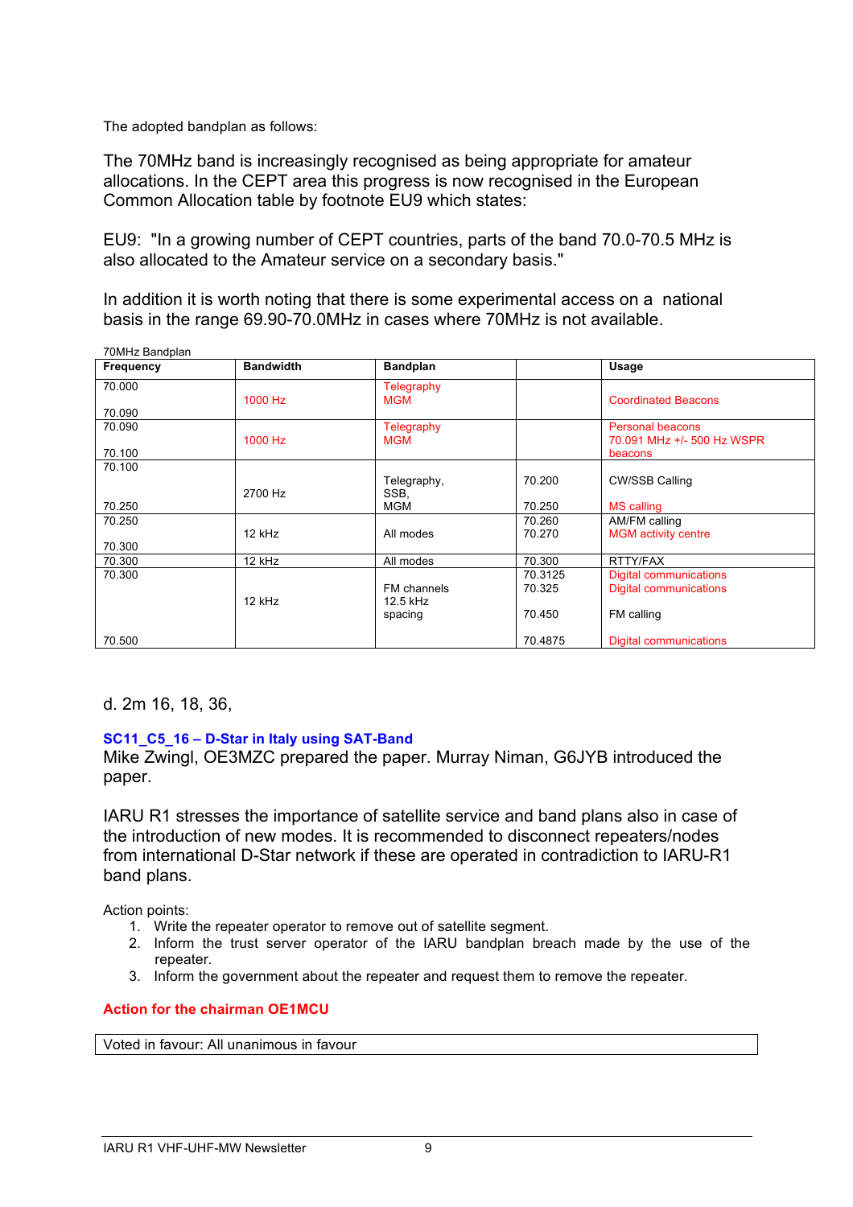The adopted bandplan as follows:

The 70MHz band is increasingly recognised as being appropriate for amateur allocations. In the CEPT area this progress is now recognised in the European Common Allocation table by footnote EU9 which states:

EU9: "In a growing number of CEPT countries, parts of the band 70.0-70.5 MHz is also allocated to the Amateur service on a secondary basis."

In addition it is worth noting that there is some experimental access on a national basis in the range 69.90-70.0MHz in cases where 70MHz is not available.

70MHz Bandplan

| Frequency | Bandwidth | Bandplan | | Usage |
|---|---|---|---|---|
| 70.000<br>70.090 | 1000 Hz | Telegraphy<br>MGM | | Coordinated Beacons |
| 70.090<br>70.100 | 1000 Hz | Telegraphy<br>MGM | | Personal beacons<br>70.091 MHz +/- 500 Hz WSPR beacons |
| 70.100<br>70.250 | 2700 Hz | Telegraphy,<br>SSB,<br>MGM | 70.200<br>70.250 | CW/SSB Calling<br>MS calling |
| 70.250<br>70.300 | 12 kHz | All modes | 70.260<br>70.270 | AM/FM calling<br>MGM activity centre |
| 70.300 | 12 kHz | All modes | 70.300 | RTTY/FAX |
| 70.300<br>70.500 | 12 kHz | FM channels<br>12.5 kHz<br>spacing | 70.3125<br>70.325<br>70.450<br>70.4875 | Digital communications<br>Digital communications<br>FM calling<br>Digital communications |

d. 2m 16, 18, 36,

**SC11_C5_16 – D-Star in Italy using SAT-Band**

Mike Zwingl, OE3MZC prepared the paper. Murray Niman, G6JYB introduced the paper.

IARU R1 stresses the importance of satellite service and band plans also in case of the introduction of new modes. It is recommended to disconnect repeaters/nodes from international D-Star network if these are operated in contradiction to IARU-R1 band plans.

Action points:

1. Write the repeater operator to remove out of satellite segment.
2. Inform the trust server operator of the IARU bandplan breach made by the use of the repeater.
3. Inform the government about the repeater and request them to remove the repeater.

**Action for the chairman OE1MCU**

| Voted in favour: All unanimous in favour |
|---|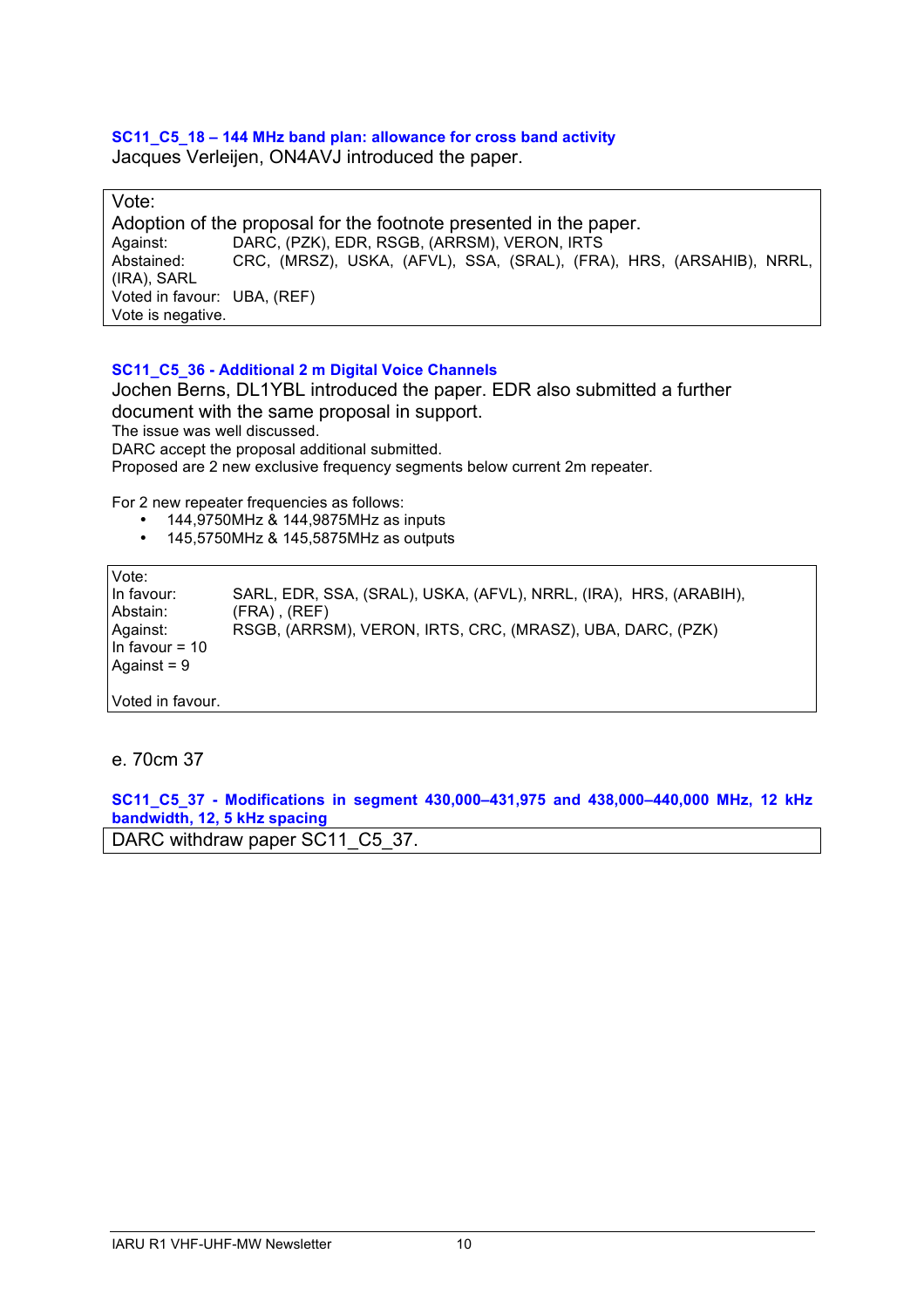### SC11_C5_18 – 144 MHz band plan: allowance for cross band activity

Jacques Verleijen, ON4AVJ introduced the paper.

Vote:
Adoption of the proposal for the footnote presented in the paper.
Against: DARC, (PZK), EDR, RSGB, (ARRSM), VERON, IRTS
Abstained: CRC, (MRSZ), USKA, (AFVL), SSA, (SRAL), (FRA), HRS, (ARSAHIB), NRRL, (IRA), SARL
Voted in favour: UBA, (REF)
Vote is negative.

### SC11_C5_36 - Additional 2 m Digital Voice Channels

Jochen Berns, DL1YBL introduced the paper. EDR also submitted a further document with the same proposal in support.
The issue was well discussed.
DARC accept the proposal additional submitted.
Proposed are 2 new exclusive frequency segments below current 2m repeater.

For 2 new repeater frequencies as follows:

- 144,9750MHz & 144,9875MHz as inputs
- 145,5750MHz & 145,5875MHz as outputs

Vote:
In favour: SARL, EDR, SSA, (SRAL), USKA, (AFVL), NRRL, (IRA), HRS, (ARABIH),
Abstain: (FRA) , (REF)
Against: RSGB, (ARRSM), VERON, IRTS, CRC, (MRASZ), UBA, DARC, (PZK)
In favour = 10
Against = 9

Voted in favour.

e. 70cm 37

### SC11_C5_37 - Modifications in segment 430,000–431,975 and 438,000–440,000 MHz, 12 kHz bandwidth, 12, 5 kHz spacing

DARC withdraw paper SC11_C5_37.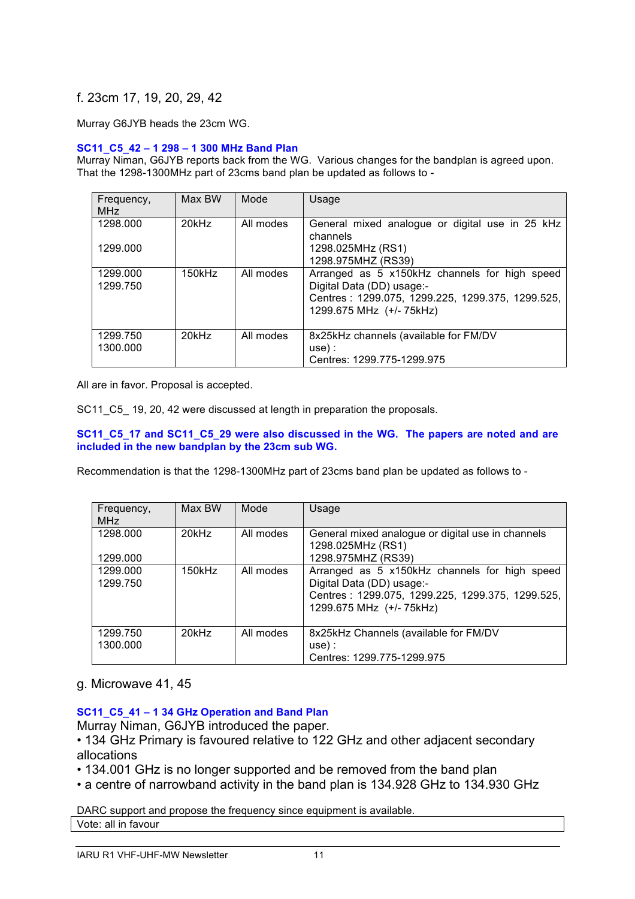### f. 23cm 17, 19, 20, 29, 42

Murray G6JYB heads the 23cm WG.

**SC11_C5_42 – 1 298 – 1 300 MHz Band Plan**

Murray Niman, G6JYB reports back from the WG. Various changes for the bandplan is agreed upon. That the 1298-1300MHz part of 23cms band plan be updated as follows to -

| Frequency, MHz | Max BW | Mode | Usage |
|---|---|---|---|
| 1298.000<br>1299.000 | 20kHz | All modes | General mixed analogue or digital use in 25 kHz channels<br>1298.025MHz (RS1)<br>1298.975MHZ (RS39) |
| 1299.000<br>1299.750 | 150kHz | All modes | Arranged as 5 x150kHz channels for high speed Digital Data (DD) usage:-<br>Centres : 1299.075, 1299.225, 1299.375, 1299.525, 1299.675 MHz (+/- 75kHz) |
| 1299.750<br>1300.000 | 20kHz | All modes | 8x25kHz channels (available for FM/DV use) :<br>Centres: 1299.775-1299.975 |

All are in favor. Proposal is accepted.

SC11_C5_ 19, 20, 42 were discussed at length in preparation the proposals.

**SC11_C5_17 and SC11_C5_29 were also discussed in the WG. The papers are noted and are included in the new bandplan by the 23cm sub WG.**

Recommendation is that the 1298-1300MHz part of 23cms band plan be updated as follows to -

| Frequency, MHz | Max BW | Mode | Usage |
|---|---|---|---|
| 1298.000<br>1299.000 | 20kHz | All modes | General mixed analogue or digital use in channels<br>1298.025MHz (RS1)<br>1298.975MHZ (RS39) |
| 1299.000<br>1299.750 | 150kHz | All modes | Arranged as 5 x150kHz channels for high speed Digital Data (DD) usage:-<br>Centres : 1299.075, 1299.225, 1299.375, 1299.525, 1299.675 MHz (+/- 75kHz) |
| 1299.750<br>1300.000 | 20kHz | All modes | 8x25kHz Channels (available for FM/DV use) :<br>Centres: 1299.775-1299.975 |

### g. Microwave 41, 45

**SC11_C5_41 – 1 34 GHz Operation and Band Plan**

Murray Niman, G6JYB introduced the paper.

- 134 GHz Primary is favoured relative to 122 GHz and other adjacent secondary allocations
- 134.001 GHz is no longer supported and be removed from the band plan
- a centre of narrowband activity in the band plan is 134.928 GHz to 134.930 GHz

DARC support and propose the frequency since equipment is available.

Vote: all in favour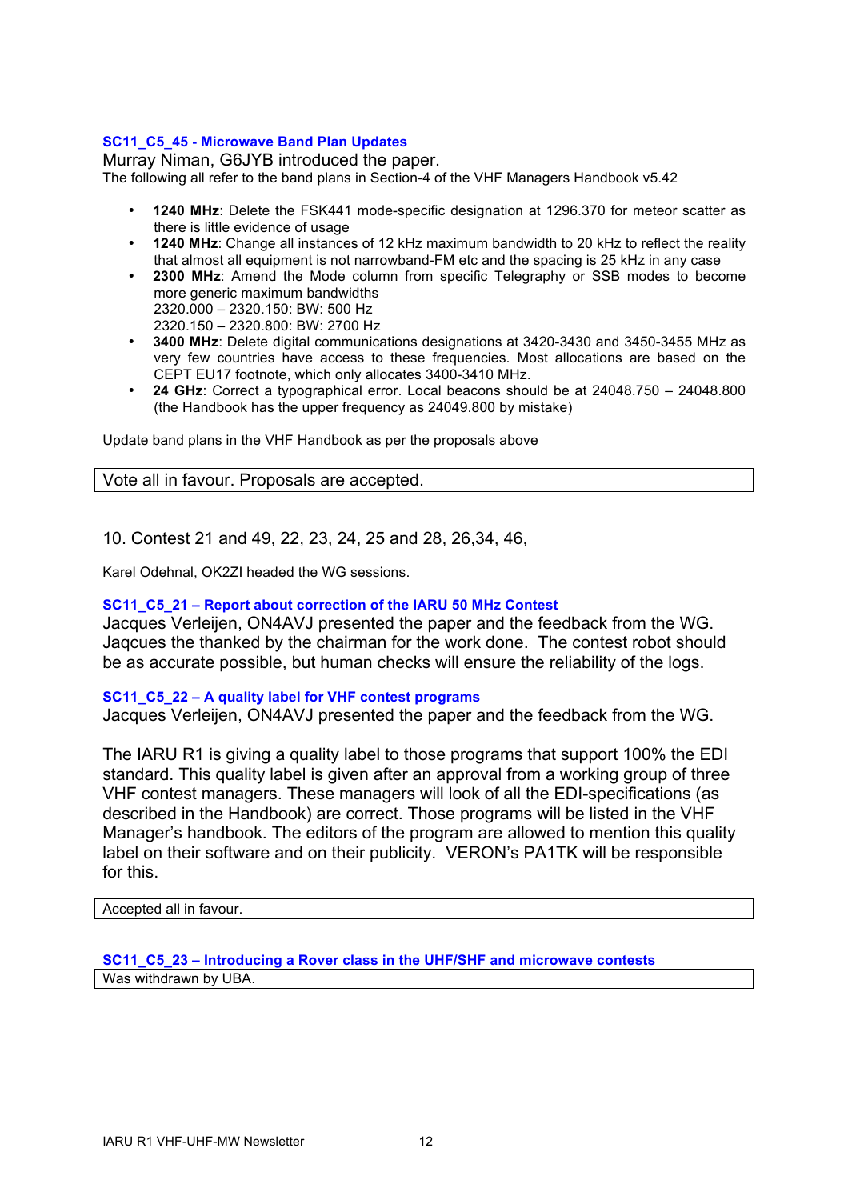### SC11_C5_45 - Microwave Band Plan Updates

Murray Niman, G6JYB introduced the paper.
The following all refer to the band plans in Section-4 of the VHF Managers Handbook v5.42

- **1240 MHz**: Delete the FSK441 mode-specific designation at 1296.370 for meteor scatter as there is little evidence of usage
- **1240 MHz**: Change all instances of 12 kHz maximum bandwidth to 20 kHz to reflect the reality that almost all equipment is not narrowband-FM etc and the spacing is 25 kHz in any case
- **2300 MHz**: Amend the Mode column from specific Telegraphy or SSB modes to become more generic maximum bandwidths
  2320.000 – 2320.150: BW: 500 Hz
  2320.150 – 2320.800: BW: 2700 Hz
- **3400 MHz**: Delete digital communications designations at 3420-3430 and 3450-3455 MHz as very few countries have access to these frequencies. Most allocations are based on the CEPT EU17 footnote, which only allocates 3400-3410 MHz.
- **24 GHz**: Correct a typographical error. Local beacons should be at 24048.750 – 24048.800 (the Handbook has the upper frequency as 24049.800 by mistake)

Update band plans in the VHF Handbook as per the proposals above

| Vote all in favour. Proposals are accepted. |
|---|

## 10. Contest 21 and 49, 22, 23, 24, 25 and 28, 26,34, 46,

Karel Odehnal, OK2ZI headed the WG sessions.

### SC11_C5_21 – Report about correction of the IARU 50 MHz Contest

Jacques Verleijen, ON4AVJ presented the paper and the feedback from the WG. Jaqcues the thanked by the chairman for the work done. The contest robot should be as accurate possible, but human checks will ensure the reliability of the logs.

### SC11_C5_22 – A quality label for VHF contest programs

Jacques Verleijen, ON4AVJ presented the paper and the feedback from the WG.

The IARU R1 is giving a quality label to those programs that support 100% the EDI standard. This quality label is given after an approval from a working group of three VHF contest managers. These managers will look of all the EDI-specifications (as described in the Handbook) are correct. Those programs will be listed in the VHF Manager's handbook. The editors of the program are allowed to mention this quality label on their software and on their publicity. VERON's PA1TK will be responsible for this.

| Accepted all in favour. |
|---|

### SC11_C5_23 – Introducing a Rover class in the UHF/SHF and microwave contests

| Was withdrawn by UBA. |
|---|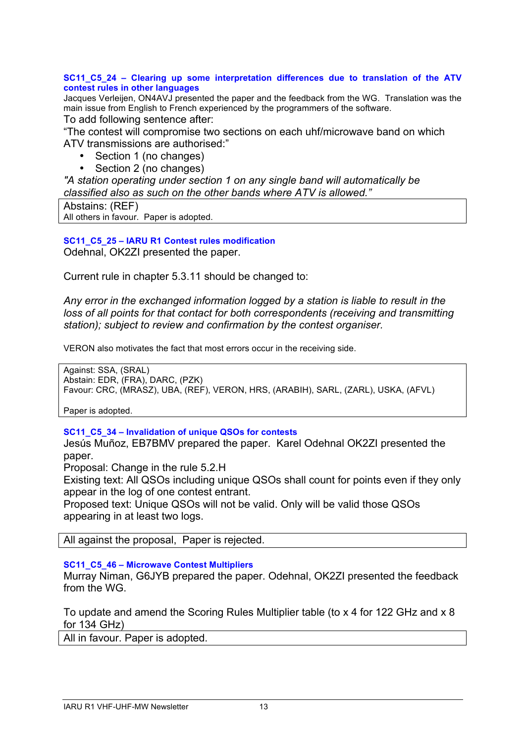### SC11_C5_24 – Clearing up some interpretation differences due to translation of the ATV contest rules in other languages

Jacques Verleijen, ON4AVJ presented the paper and the feedback from the WG. Translation was the main issue from English to French experienced by the programmers of the software.

To add following sentence after:

“The contest will compromise two sections on each uhf/microwave band on which ATV transmissions are authorised:”

- Section 1 (no changes)
- Section 2 (no changes)

*"A station operating under section 1 on any single band will automatically be classified also as such on the other bands where ATV is allowed.”*

Abstains: (REF)
All others in favour. Paper is adopted.

### SC11_C5_25 – IARU R1 Contest rules modification

Odehnal, OK2ZI presented the paper.

Current rule in chapter 5.3.11 should be changed to:

*Any error in the exchanged information logged by a station is liable to result in the loss of all points for that contact for both correspondents (receiving and transmitting station); subject to review and confirmation by the contest organiser.*

VERON also motivates the fact that most errors occur in the receiving side.

Against: SSA, (SRAL)
Abstain: EDR, (FRA), DARC, (PZK)
Favour: CRC, (MRASZ), UBA, (REF), VERON, HRS, (ARABIH), SARL, (ZARL), USKA, (AFVL)

Paper is adopted.

### SC11_C5_34 – Invalidation of unique QSOs for contests

Jesús Muñoz, EB7BMV prepared the paper. Karel Odehnal OK2ZI presented the paper.

Proposal: Change in the rule 5.2.H

Existing text: All QSOs including unique QSOs shall count for points even if they only appear in the log of one contest entrant.

Proposed text: Unique QSOs will not be valid. Only will be valid those QSOs appearing in at least two logs.

All against the proposal, Paper is rejected.

### SC11_C5_46 – Microwave Contest Multipliers

Murray Niman, G6JYB prepared the paper. Odehnal, OK2ZI presented the feedback from the WG.

To update and amend the Scoring Rules Multiplier table (to x 4 for 122 GHz and x 8 for 134 GHz)

All in favour. Paper is adopted.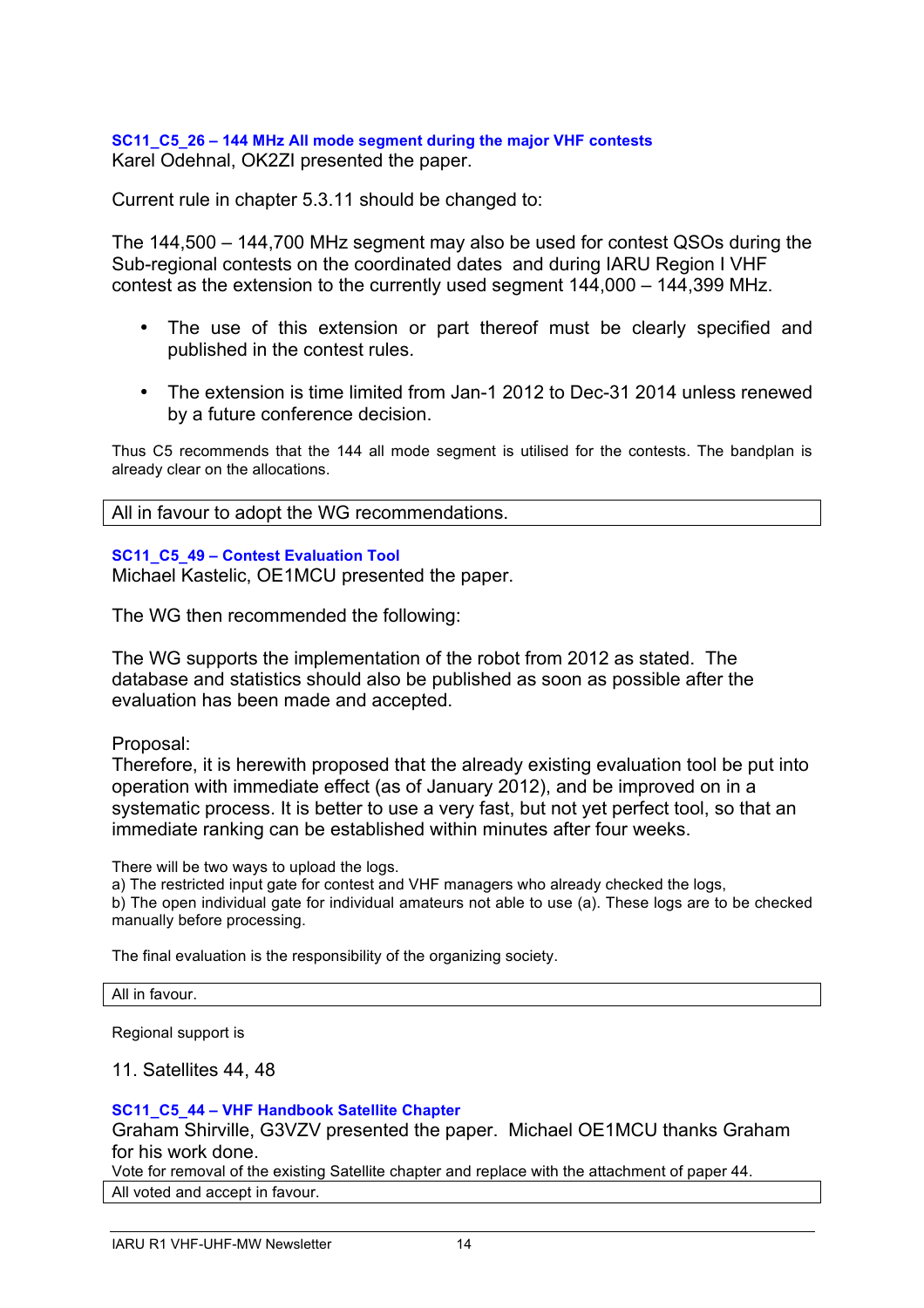### SC11_C5_26 – 144 MHz All mode segment during the major VHF contests

Karel Odehnal, OK2ZI presented the paper.

Current rule in chapter 5.3.11 should be changed to:

The 144,500 – 144,700 MHz segment may also be used for contest QSOs during the Sub-regional contests on the coordinated dates and during IARU Region I VHF contest as the extension to the currently used segment 144,000 – 144,399 MHz.

- The use of this extension or part thereof must be clearly specified and published in the contest rules.
- The extension is time limited from Jan-1 2012 to Dec-31 2014 unless renewed by a future conference decision.

Thus C5 recommends that the 144 all mode segment is utilised for the contests. The bandplan is already clear on the allocations.

| All in favour to adopt the WG recommendations. |
|---|

### SC11_C5_49 – Contest Evaluation Tool

Michael Kastelic, OE1MCU presented the paper.

The WG then recommended the following:

The WG supports the implementation of the robot from 2012 as stated. The database and statistics should also be published as soon as possible after the evaluation has been made and accepted.

Proposal:
Therefore, it is herewith proposed that the already existing evaluation tool be put into operation with immediate effect (as of January 2012), and be improved on in a systematic process. It is better to use a very fast, but not yet perfect tool, so that an immediate ranking can be established within minutes after four weeks.

There will be two ways to upload the logs.
a) The restricted input gate for contest and VHF managers who already checked the logs,
b) The open individual gate for individual amateurs not able to use (a). These logs are to be checked manually before processing.

The final evaluation is the responsibility of the organizing society.

| All in favour. |
|---|

Regional support is

11. Satellites 44, 48

### SC11_C5_44 – VHF Handbook Satellite Chapter

Graham Shirville, G3VZV presented the paper. Michael OE1MCU thanks Graham for his work done.
Vote for removal of the existing Satellite chapter and replace with the attachment of paper 44.

| All voted and accept in favour. |
|---|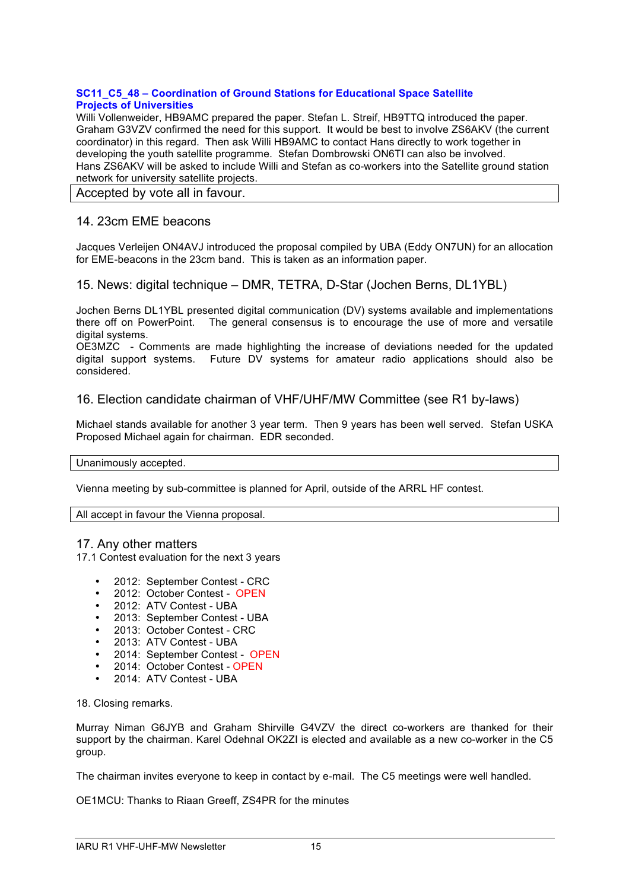**SC11_C5_48 – Coordination of Ground Stations for Educational Space Satellite Projects of Universities**

Willi Vollenweider, HB9AMC prepared the paper. Stefan L. Streif, HB9TTQ introduced the paper. Graham G3VZV confirmed the need for this support. It would be best to involve ZS6AKV (the current coordinator) in this regard. Then ask Willi HB9AMC to contact Hans directly to work together in developing the youth satellite programme. Stefan Dombrowski ON6TI can also be involved. Hans ZS6AKV will be asked to include Willi and Stefan as co-workers into the Satellite ground station network for university satellite projects.

Accepted by vote all in favour.

## 14. 23cm EME beacons

Jacques Verleijen ON4AVJ introduced the proposal compiled by UBA (Eddy ON7UN) for an allocation for EME-beacons in the 23cm band. This is taken as an information paper.

## 15. News: digital technique – DMR, TETRA, D-Star (Jochen Berns, DL1YBL)

Jochen Berns DL1YBL presented digital communication (DV) systems available and implementations there off on PowerPoint. The general consensus is to encourage the use of more and versatile digital systems.
OE3MZC - Comments are made highlighting the increase of deviations needed for the updated digital support systems. Future DV systems for amateur radio applications should also be considered.

## 16. Election candidate chairman of VHF/UHF/MW Committee (see R1 by-laws)

Michael stands available for another 3 year term. Then 9 years has been well served. Stefan USKA Proposed Michael again for chairman. EDR seconded.

Unanimously accepted.

Vienna meeting by sub-committee is planned for April, outside of the ARRL HF contest.

All accept in favour the Vienna proposal.

## 17. Any other matters

17.1 Contest evaluation for the next 3 years

- 2012: September Contest - CRC
- 2012: October Contest - OPEN
- 2012: ATV Contest - UBA
- 2013: September Contest - UBA
- 2013: October Contest - CRC
- 2013: ATV Contest - UBA
- 2014: September Contest - OPEN
- 2014: October Contest - OPEN
- 2014: ATV Contest - UBA

18. Closing remarks.

Murray Niman G6JYB and Graham Shirville G4VZV the direct co-workers are thanked for their support by the chairman. Karel Odehnal OK2ZI is elected and available as a new co-worker in the C5 group.

The chairman invites everyone to keep in contact by e-mail. The C5 meetings were well handled.

OE1MCU: Thanks to Riaan Greeff, ZS4PR for the minutes